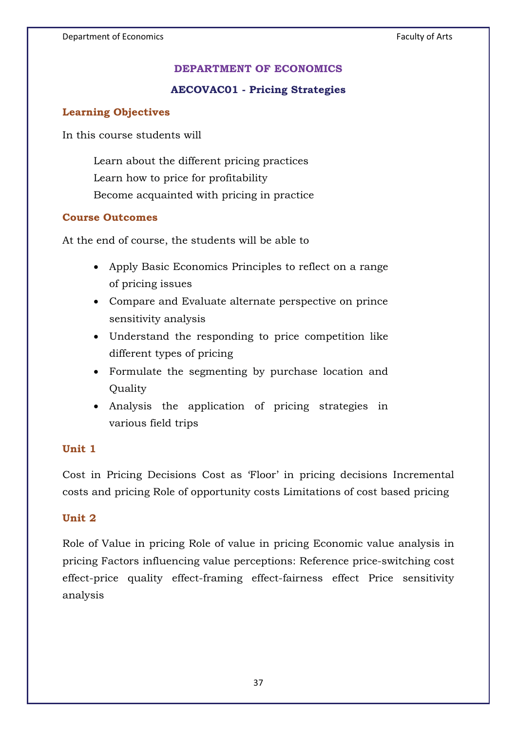## DEPARTMENT OF ECONOMICS

### AECOVAC01 - Pricing Strategies

**Learning Objectives**

In this course students will

Learn about the different pricing practices
Learn how to price for profitability
Become acquainted with pricing in practice

**Course Outcomes**

At the end of course, the students will be able to

- Apply Basic Economics Principles to reflect on a range of pricing issues
- Compare and Evaluate alternate perspective on prince sensitivity analysis
- Understand the responding to price competition like different types of pricing
- Formulate the segmenting by purchase location and Quality
- Analysis the application of pricing strategies in various field trips

**Unit 1**

Cost in Pricing Decisions Cost as 'Floor' in pricing decisions Incremental costs and pricing Role of opportunity costs Limitations of cost based pricing

**Unit 2**

Role of Value in pricing Role of value in pricing Economic value analysis in pricing Factors influencing value perceptions: Reference price-switching cost effect-price quality effect-framing effect-fairness effect Price sensitivity analysis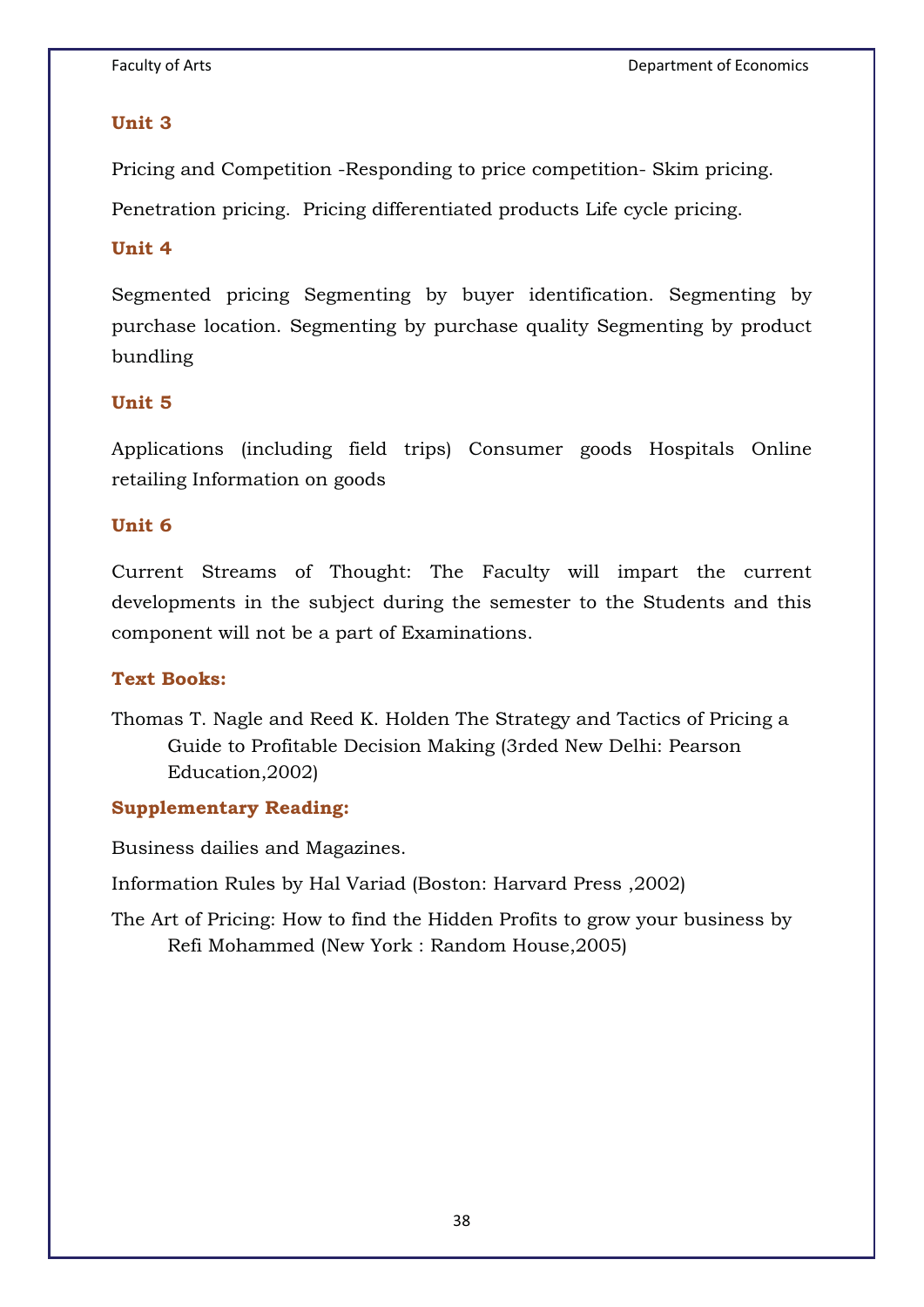### Unit 3

Pricing and Competition -Responding to price competition- Skim pricing.

Penetration pricing. Pricing differentiated products Life cycle pricing.

### Unit 4

Segmented pricing Segmenting by buyer identification. Segmenting by purchase location. Segmenting by purchase quality Segmenting by product bundling

### Unit 5

Applications (including field trips) Consumer goods Hospitals Online retailing Information on goods

### Unit 6

Current Streams of Thought: The Faculty will impart the current developments in the subject during the semester to the Students and this component will not be a part of Examinations.

### Text Books:

Thomas T. Nagle and Reed K. Holden The Strategy and Tactics of Pricing a Guide to Profitable Decision Making (3rded New Delhi: Pearson Education,2002)

### Supplementary Reading:

Business dailies and Magazines.

Information Rules by Hal Variad (Boston: Harvard Press ,2002)

The Art of Pricing: How to find the Hidden Profits to grow your business by Refi Mohammed (New York : Random House,2005)